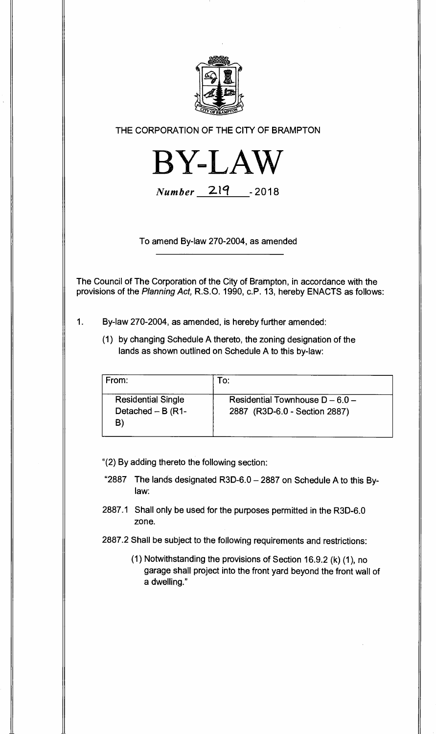THE CORPORATION OF THE CITY OF BRAMPTON

# BY-LAW

*Number* 219 - 2018

To amend By-law 270-2004, as amended

The Council of The Corporation of the City of Brampton, in accordance with the provisions of the *Planning Act,* R.S.O. 1990, c.P. 13, hereby ENACTS as follows:

1. By-law 270-2004, as amended, is hereby further amended:

   (1) by changing Schedule A thereto, the zoning designation of the lands as shown outlined on Schedule A to this by-law:

| From: | To: |
|---|---|
| Residential Single Detached – B (R1-B) | Residential Townhouse D – 6.0 – 2887 (R3D-6.0 - Section 2887) |

"(2) By adding thereto the following section:

"2887 The lands designated R3D-6.0 – 2887 on Schedule A to this By-law:

2887.1 Shall only be used for the purposes permitted in the R3D-6.0 zone.

2887.2 Shall be subject to the following requirements and restrictions:

(1) Notwithstanding the provisions of Section 16.9.2 (k) (1), no garage shall project into the front yard beyond the front wall of a dwelling."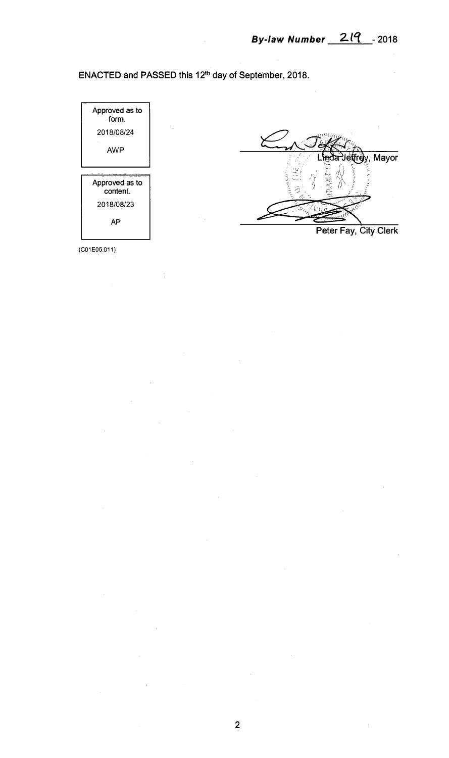***By-law Number 219 - 2018***

ENACTED and PASSED this 12th day of September, 2018.

| Approved as to form. |
| --- |
| 2018/08/24 |
| AWP |

| Approved as to content. |
| --- |
| 2018/08/23 |
| AP |

Linda Jeffrey, Mayor

Peter Fay, City Clerk

(C01E05.011)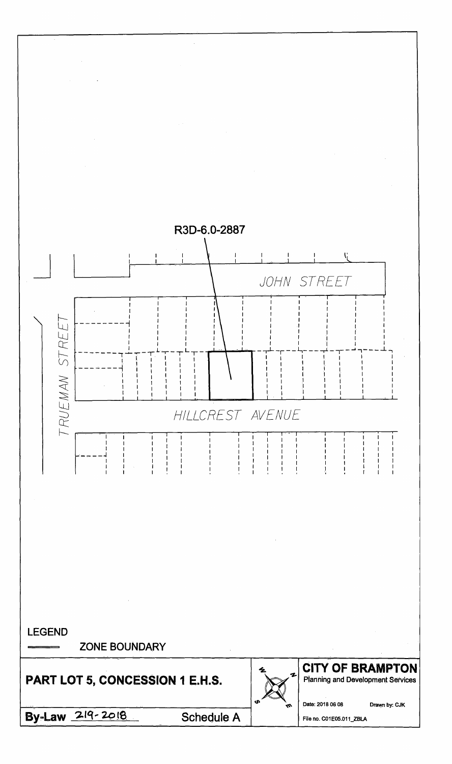R3D-6.0-2887

JOHN STREET

TRUEMAN STREET

HILLCREST AVENUE

LEGEND

ZONE BOUNDARY

**PART LOT 5, CONCESSION 1 E.H.S.**

**By-Law 219-2018** Schedule A

**CITY OF BRAMPTON**
Planning and Development Services

Date: 2018 06 08 Drawn by: CJK

File no. C01E05.011_ZBLA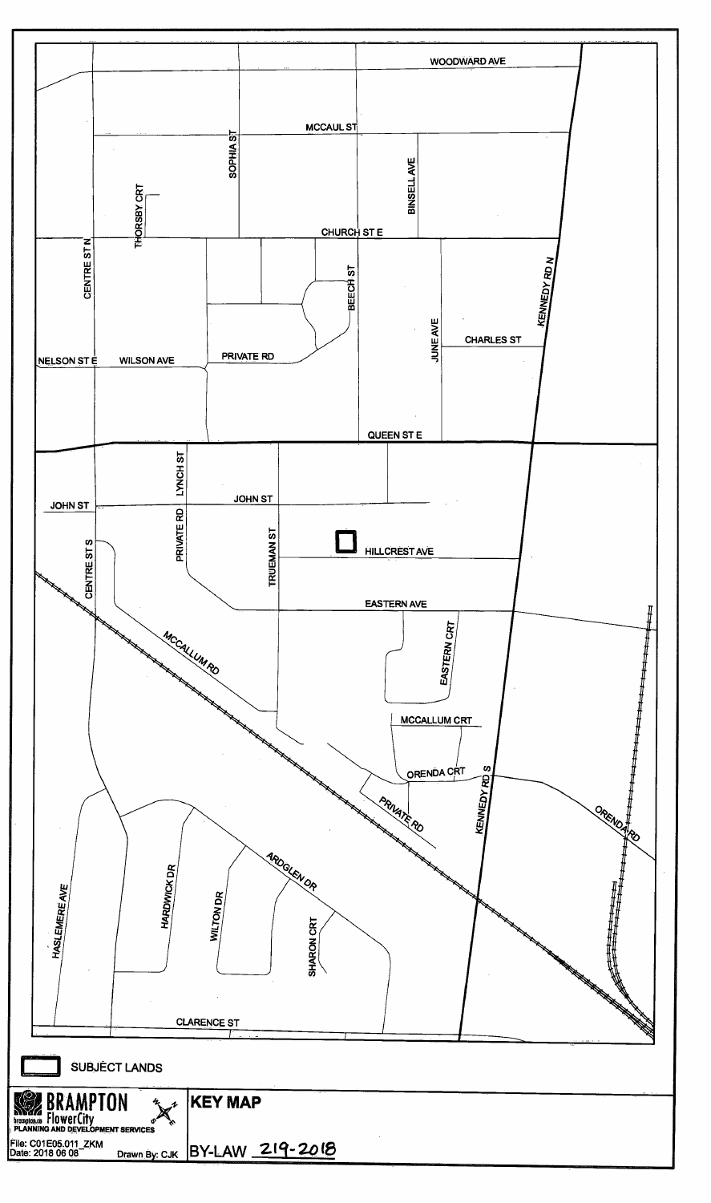SUBJECT LANDS

**BRAMPTON**
**FlowerCity**
brampton.ca
PLANNING AND DEVELOPMENT SERVICES

File: C01E05.011_ZKM
Date: 2018 06 08
Drawn By: CJK

# KEY MAP

BY-LAW 219-2018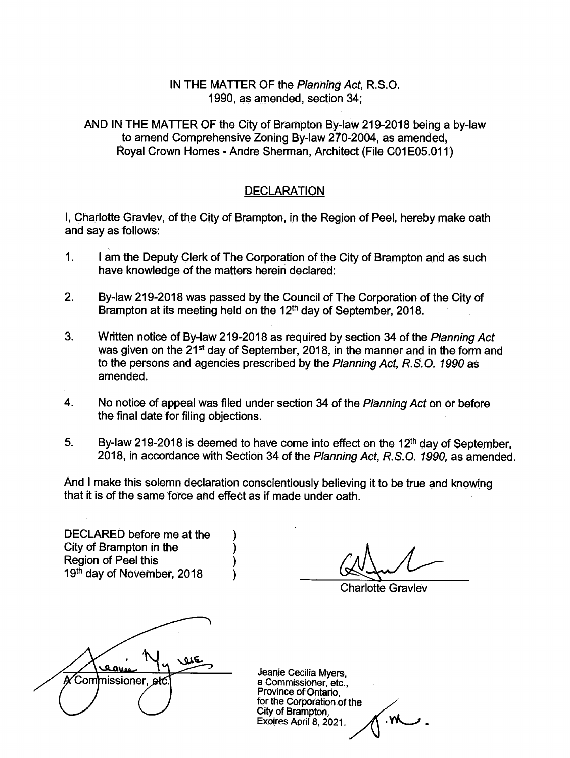IN THE MATTER OF the *Planning Act*, R.S.O. 1990, as amended, section 34;

AND IN THE MATTER OF the City of Brampton By-law 219-2018 being a by-law to amend Comprehensive Zoning By-law 270-2004, as amended, Royal Crown Homes - Andre Sherman, Architect (File C01E05.011)

## DECLARATION

I, Charlotte Gravlev, of the City of Brampton, in the Region of Peel, hereby make oath and say as follows:

1. I am the Deputy Clerk of The Corporation of the City of Brampton and as such have knowledge of the matters herein declared:

2. By-law 219-2018 was passed by the Council of The Corporation of the City of Brampton at its meeting held on the 12th day of September, 2018.

3. Written notice of By-law 219-2018 as required by section 34 of the *Planning Act* was given on the 21st day of September, 2018, in the manner and in the form and to the persons and agencies prescribed by the *Planning Act, R.S.O. 1990* as amended.

4. No notice of appeal was filed under section 34 of the *Planning Act* on or before the final date for filing objections.

5. By-law 219-2018 is deemed to have come into effect on the 12th day of September, 2018, in accordance with Section 34 of the *Planning Act, R.S.O. 1990,* as amended.

And I make this solemn declaration conscientiously believing it to be true and knowing that it is of the same force and effect as if made under oath.

DECLARED before me at the City of Brampton in the Region of Peel this 19th day of November, 2018

Charlotte Gravlev

A Commissioner, etc.

Jeanie Cecilia Myers,
a Commissioner, etc.,
Province of Ontario,
for the Corporation of the City of Brampton.
Expires April 8, 2021.